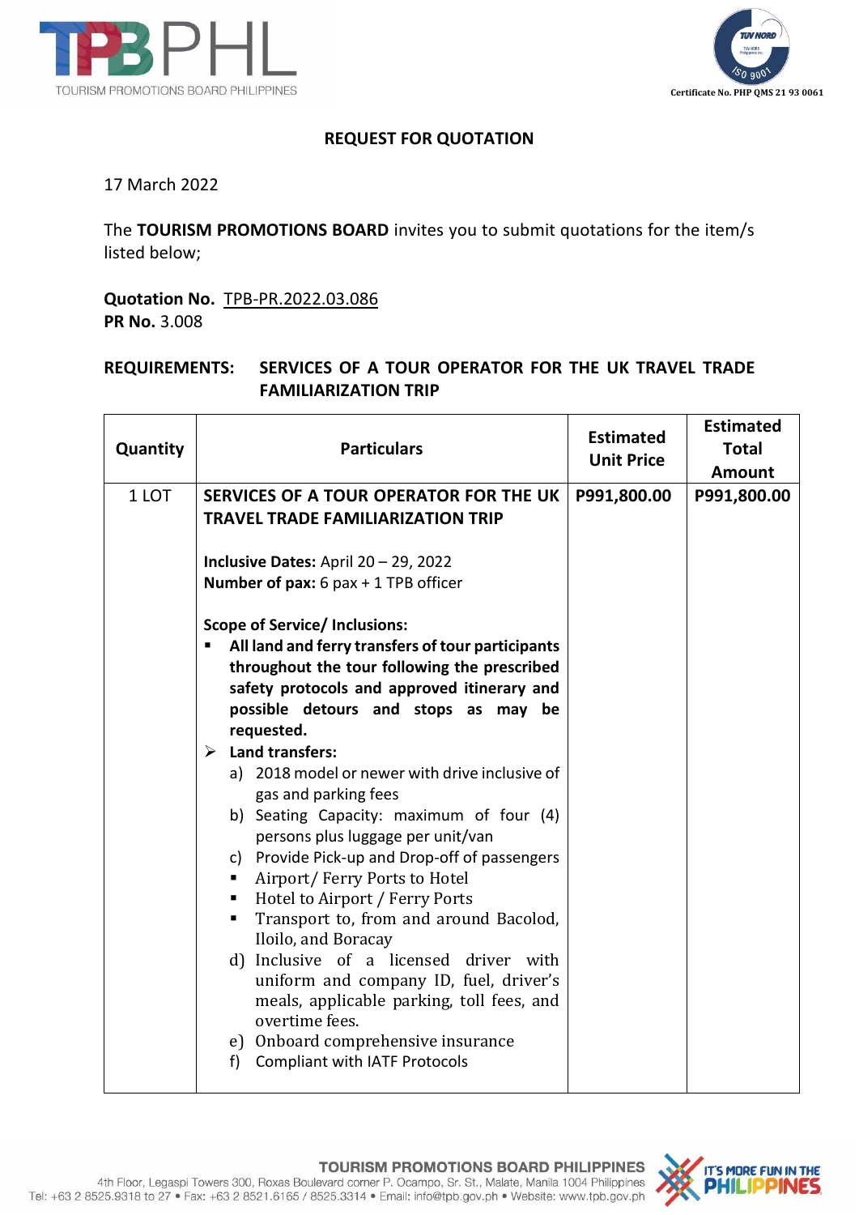## REQUEST FOR QUOTATION

17 March 2022

The **TOURISM PROMOTIONS BOARD** invites you to submit quotations for the item/s listed below;

**Quotation No.** TPB-PR.2022.03.086
**PR No.** 3.008

**REQUIREMENTS: SERVICES OF A TOUR OPERATOR FOR THE UK TRAVEL TRADE FAMILIARIZATION TRIP**

| Quantity | Particulars | Estimated Unit Price | Estimated Total Amount |
|---|---|---|---|
| 1 LOT | **SERVICES OF A TOUR OPERATOR FOR THE UK TRAVEL TRADE FAMILIARIZATION TRIP**<br><br>**Inclusive Dates:** April 20 – 29, 2022<br>**Number of pax:** 6 pax + 1 TPB officer<br><br>**Scope of Service/ Inclusions:**<br>▪ **All land and ferry transfers of tour participants throughout the tour following the prescribed safety protocols and approved itinerary and possible detours and stops as may be requested.**<br>➢ **Land transfers:**<br>a) 2018 model or newer with drive inclusive of gas and parking fees<br>b) Seating Capacity: maximum of four (4) persons plus luggage per unit/van<br>c) Provide Pick-up and Drop-off of passengers<br>▪ Airport/ Ferry Ports to Hotel<br>▪ Hotel to Airport / Ferry Ports<br>▪ Transport to, from and around Bacolod, Iloilo, and Boracay<br>d) Inclusive of a licensed driver with uniform and company ID, fuel, driver's meals, applicable parking, toll fees, and overtime fees.<br>e) Onboard comprehensive insurance<br>f) Compliant with IATF Protocols | **P991,800.00** | **P991,800.00** |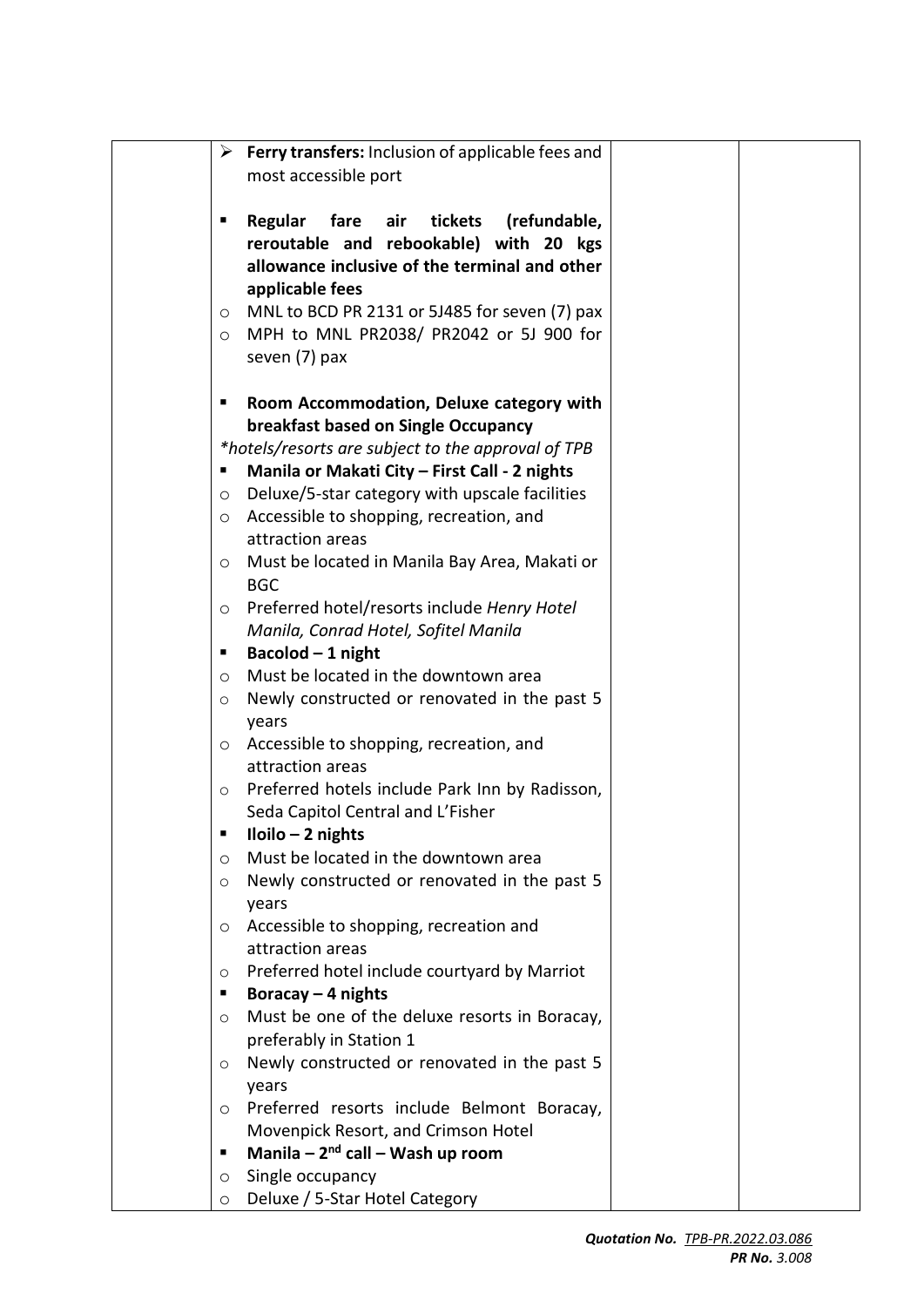| | | | |
|---|---|---|---|
| | ➢ **Ferry transfers:** Inclusion of applicable fees and most accessible port<br><br>▪ **Regular fare air tickets (refundable, reroutable and rebookable) with 20 kgs allowance inclusive of the terminal and other applicable fees**<br>○ MNL to BCD PR 2131 or 5J485 for seven (7) pax<br>○ MPH to MNL PR2038/ PR2042 or 5J 900 for seven (7) pax<br><br>▪ **Room Accommodation, Deluxe category with breakfast based on Single Occupancy**<br>*\*hotels/resorts are subject to the approval of TPB*<br>▪ **Manila or Makati City – First Call - 2 nights**<br>○ Deluxe/5-star category with upscale facilities<br>○ Accessible to shopping, recreation, and attraction areas<br>○ Must be located in Manila Bay Area, Makati or BGC<br>○ Preferred hotel/resorts include *Henry Hotel Manila, Conrad Hotel, Sofitel Manila*<br>▪ **Bacolod – 1 night**<br>○ Must be located in the downtown area<br>○ Newly constructed or renovated in the past 5 years<br>○ Accessible to shopping, recreation, and attraction areas<br>○ Preferred hotels include Park Inn by Radisson, Seda Capitol Central and L'Fisher<br>▪ **Iloilo – 2 nights**<br>○ Must be located in the downtown area<br>○ Newly constructed or renovated in the past 5 years<br>○ Accessible to shopping, recreation and attraction areas<br>○ Preferred hotel include courtyard by Marriot<br>▪ **Boracay – 4 nights**<br>○ Must be one of the deluxe resorts in Boracay, preferably in Station 1<br>○ Newly constructed or renovated in the past 5 years<br>○ Preferred resorts include Belmont Boracay, Movenpick Resort, and Crimson Hotel<br>▪ **Manila – 2nd call – Wash up room**<br>○ Single occupancy<br>○ Deluxe / 5-Star Hotel Category | | |

***Quotation No.*** *TPB-PR.2022.03.086*
***PR No.*** *3.008*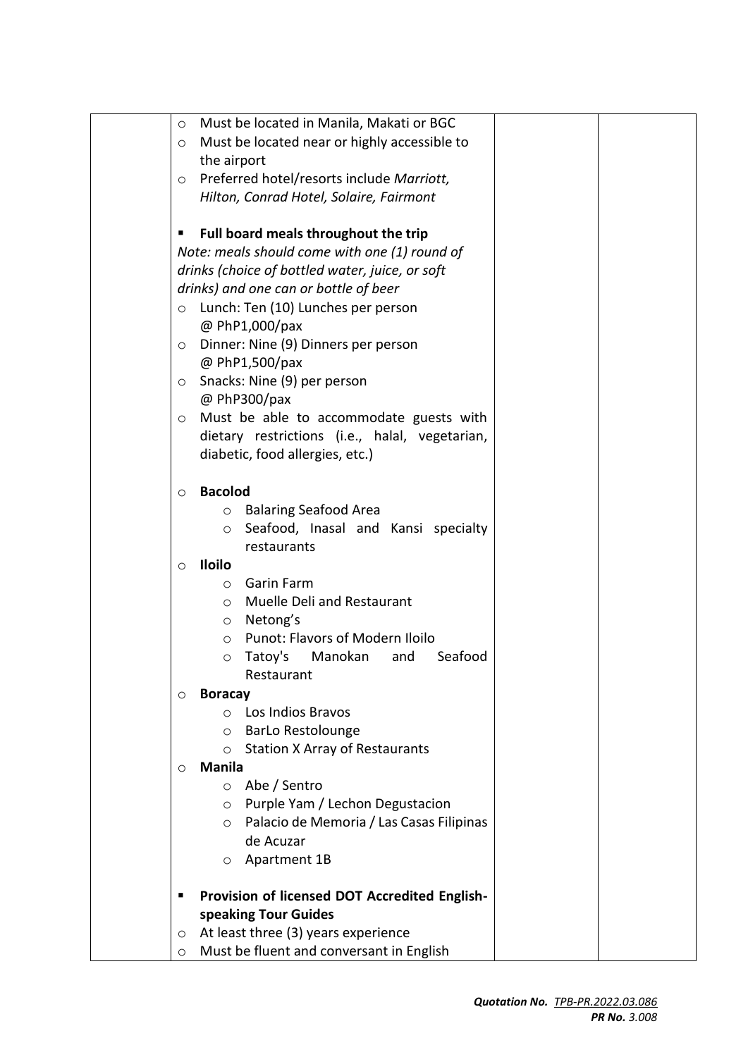| | | | |
|---|---|---|---|
| | ○ Must be located in Manila, Makati or BGC<br>○ Must be located near or highly accessible to the airport<br>○ Preferred hotel/resorts include *Marriott, Hilton, Conrad Hotel, Solaire, Fairmont*<br><br>▪ **Full board meals throughout the trip**<br>*Note: meals should come with one (1) round of drinks (choice of bottled water, juice, or soft drinks) and one can or bottle of beer*<br>○ Lunch: Ten (10) Lunches per person @ PhP1,000/pax<br>○ Dinner: Nine (9) Dinners per person @ PhP1,500/pax<br>○ Snacks: Nine (9) per person @ PhP300/pax<br>○ Must be able to accommodate guests with dietary restrictions (i.e., halal, vegetarian, diabetic, food allergies, etc.)<br><br>○ **Bacolod**<br>&nbsp;&nbsp;&nbsp;&nbsp;○ Balaring Seafood Area<br>&nbsp;&nbsp;&nbsp;&nbsp;○ Seafood, Inasal and Kansi specialty restaurants<br>○ **Iloilo**<br>&nbsp;&nbsp;&nbsp;&nbsp;○ Garin Farm<br>&nbsp;&nbsp;&nbsp;&nbsp;○ Muelle Deli and Restaurant<br>&nbsp;&nbsp;&nbsp;&nbsp;○ Netong's<br>&nbsp;&nbsp;&nbsp;&nbsp;○ Punot: Flavors of Modern Iloilo<br>&nbsp;&nbsp;&nbsp;&nbsp;○ Tatoy's Manokan and Seafood Restaurant<br>○ **Boracay**<br>&nbsp;&nbsp;&nbsp;&nbsp;○ Los Indios Bravos<br>&nbsp;&nbsp;&nbsp;&nbsp;○ BarLo Restolounge<br>&nbsp;&nbsp;&nbsp;&nbsp;○ Station X Array of Restaurants<br>○ **Manila**<br>&nbsp;&nbsp;&nbsp;&nbsp;○ Abe / Sentro<br>&nbsp;&nbsp;&nbsp;&nbsp;○ Purple Yam / Lechon Degustacion<br>&nbsp;&nbsp;&nbsp;&nbsp;○ Palacio de Memoria / Las Casas Filipinas de Acuzar<br>&nbsp;&nbsp;&nbsp;&nbsp;○ Apartment 1B<br><br>▪ **Provision of licensed DOT Accredited English-speaking Tour Guides**<br>○ At least three (3) years experience<br>○ Must be fluent and conversant in English | | |

***Quotation No.*** *TPB-PR.2022.03.086*
***PR No.*** *3.008*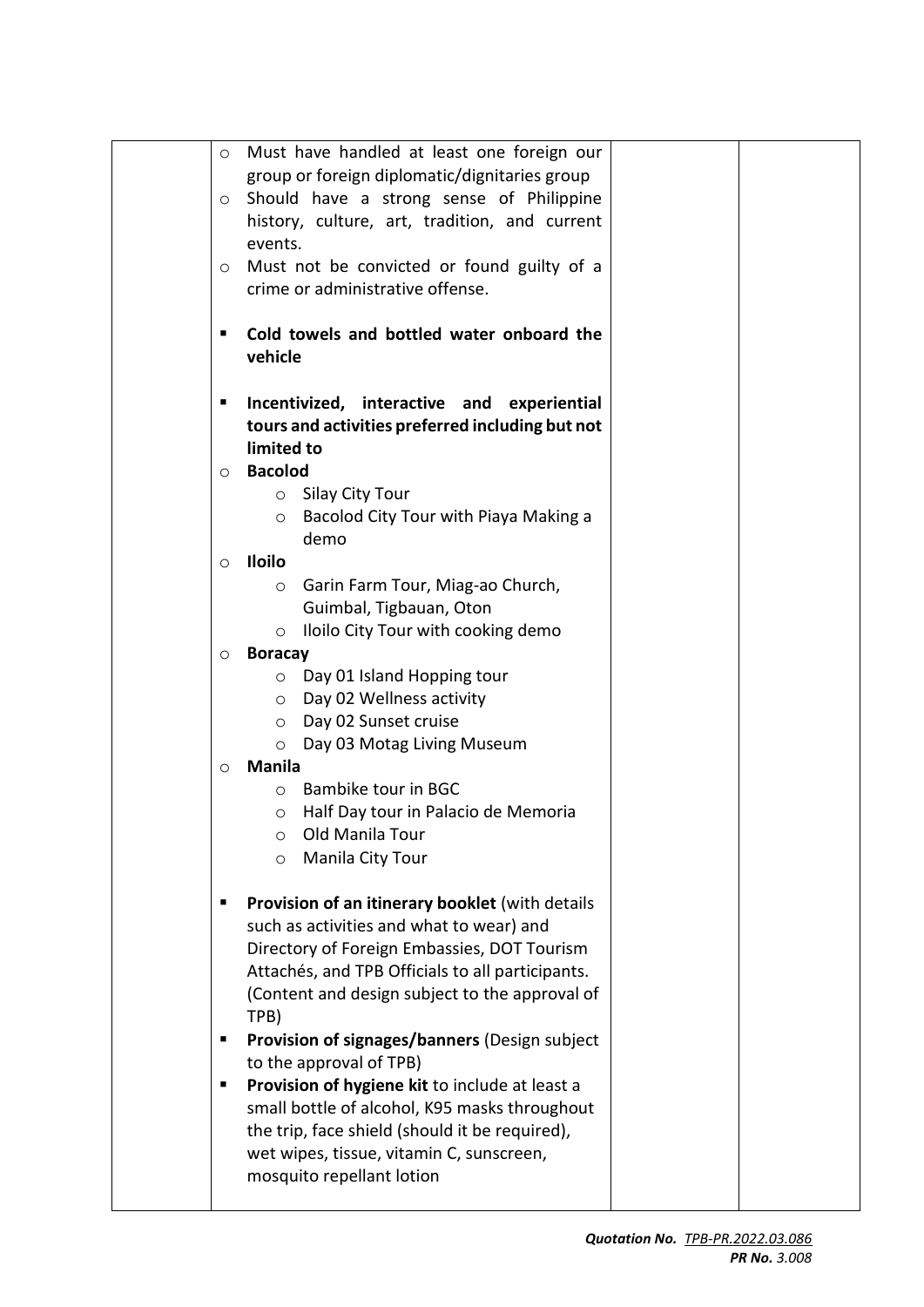| | | | |
|---|---|---|---|
| | ○ Must have handled at least one foreign our group or foreign diplomatic/dignitaries group<br>○ Should have a strong sense of Philippine history, culture, art, tradition, and current events.<br>○ Must not be convicted or found guilty of a crime or administrative offense.<br><br>▪ **Cold towels and bottled water onboard the vehicle**<br><br>▪ **Incentivized, interactive and experiential tours and activities preferred including but not limited to**<br>○ **Bacolod**<br>&nbsp;&nbsp;&nbsp;&nbsp;○ Silay City Tour<br>&nbsp;&nbsp;&nbsp;&nbsp;○ Bacolod City Tour with Piaya Making a demo<br>○ **Iloilo**<br>&nbsp;&nbsp;&nbsp;&nbsp;○ Garin Farm Tour, Miag-ao Church, Guimbal, Tigbauan, Oton<br>&nbsp;&nbsp;&nbsp;&nbsp;○ Iloilo City Tour with cooking demo<br>○ **Boracay**<br>&nbsp;&nbsp;&nbsp;&nbsp;○ Day 01 Island Hopping tour<br>&nbsp;&nbsp;&nbsp;&nbsp;○ Day 02 Wellness activity<br>&nbsp;&nbsp;&nbsp;&nbsp;○ Day 02 Sunset cruise<br>&nbsp;&nbsp;&nbsp;&nbsp;○ Day 03 Motag Living Museum<br>○ **Manila**<br>&nbsp;&nbsp;&nbsp;&nbsp;○ Bambike tour in BGC<br>&nbsp;&nbsp;&nbsp;&nbsp;○ Half Day tour in Palacio de Memoria<br>&nbsp;&nbsp;&nbsp;&nbsp;○ Old Manila Tour<br>&nbsp;&nbsp;&nbsp;&nbsp;○ Manila City Tour<br><br>▪ **Provision of an itinerary booklet** (with details such as activities and what to wear) and Directory of Foreign Embassies, DOT Tourism Attachés, and TPB Officials to all participants. (Content and design subject to the approval of TPB)<br>▪ **Provision of signages/banners** (Design subject to the approval of TPB)<br>▪ **Provision of hygiene kit** to include at least a small bottle of alcohol, K95 masks throughout the trip, face shield (should it be required), wet wipes, tissue, vitamin C, sunscreen, mosquito repellant lotion | | |

***Quotation No.*** *TPB-PR.2022.03.086*
***PR No.*** *3.008*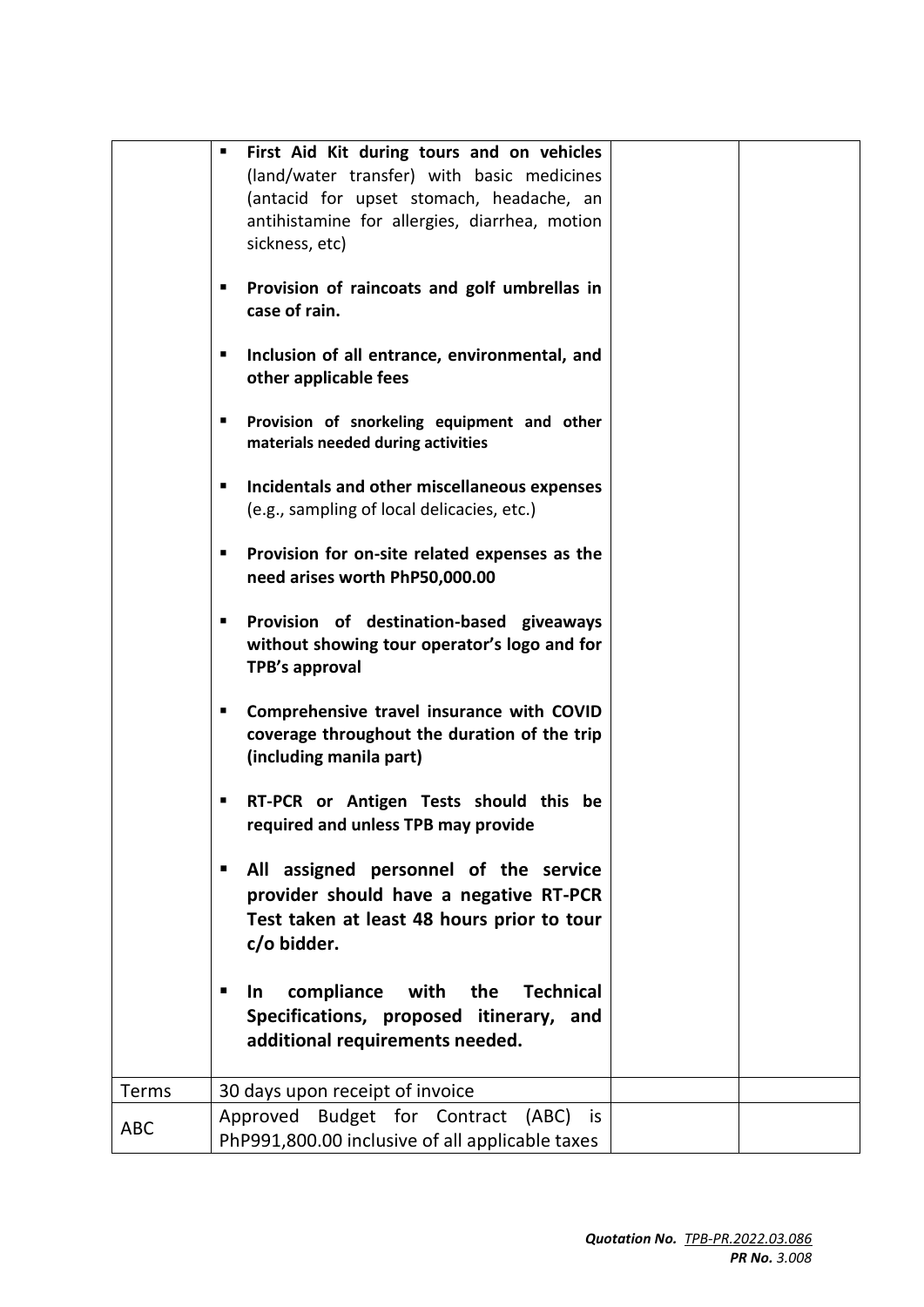| | | | |
|---|---|---|---|
| | ▪ **First Aid Kit during tours and on vehicles** (land/water transfer) with basic medicines (antacid for upset stomach, headache, an antihistamine for allergies, diarrhea, motion sickness, etc)<br><br>▪ **Provision of raincoats and golf umbrellas in case of rain.**<br><br>▪ **Inclusion of all entrance, environmental, and other applicable fees**<br><br>▪ **Provision of snorkeling equipment and other materials needed during activities**<br><br>▪ **Incidentals and other miscellaneous expenses** (e.g., sampling of local delicacies, etc.)<br><br>▪ **Provision for on-site related expenses as the need arises worth PhP50,000.00**<br><br>▪ **Provision of destination-based giveaways without showing tour operator's logo and for TPB's approval**<br><br>▪ **Comprehensive travel insurance with COVID coverage throughout the duration of the trip (including manila part)**<br><br>▪ **RT-PCR or Antigen Tests should this be required and unless TPB may provide**<br><br>▪ **All assigned personnel of the service provider should have a negative RT-PCR Test taken at least 48 hours prior to tour c/o bidder.**<br><br>▪ **In compliance with the Technical Specifications, proposed itinerary, and additional requirements needed.** | | |
| Terms | 30 days upon receipt of invoice | | |
| ABC | Approved Budget for Contract (ABC) is PhP991,800.00 inclusive of all applicable taxes | | |

***Quotation No.*** *TPB-PR.2022.03.086*
***PR No.*** *3.008*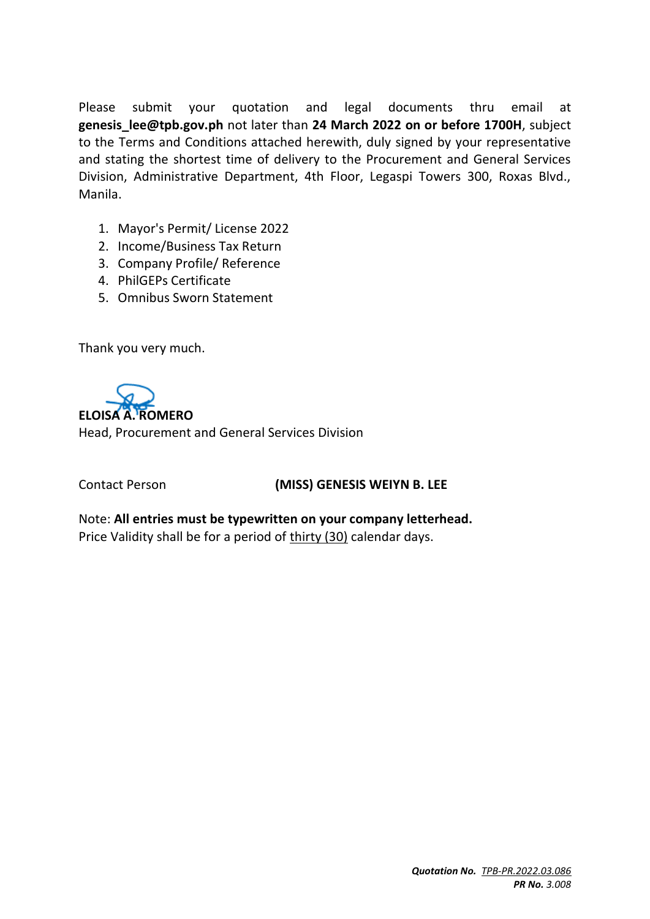Please submit your quotation and legal documents thru email at **genesis_lee@tpb.gov.ph** not later than **24 March 2022 on or before 1700H**, subject to the Terms and Conditions attached herewith, duly signed by your representative and stating the shortest time of delivery to the Procurement and General Services Division, Administrative Department, 4th Floor, Legaspi Towers 300, Roxas Blvd., Manila.

1. Mayor's Permit/ License 2022
2. Income/Business Tax Return
3. Company Profile/ Reference
4. PhilGEPs Certificate
5. Omnibus Sworn Statement

Thank you very much.

**ELOISA A. ROMERO**
Head, Procurement and General Services Division

Contact Person **(MISS) GENESIS WEIYN B. LEE**

Note: **All entries must be typewritten on your company letterhead.**
Price Validity shall be for a period of thirty (30) calendar days.

***Quotation No.*** *TPB-PR.2022.03.086*
***PR No.*** *3.008*